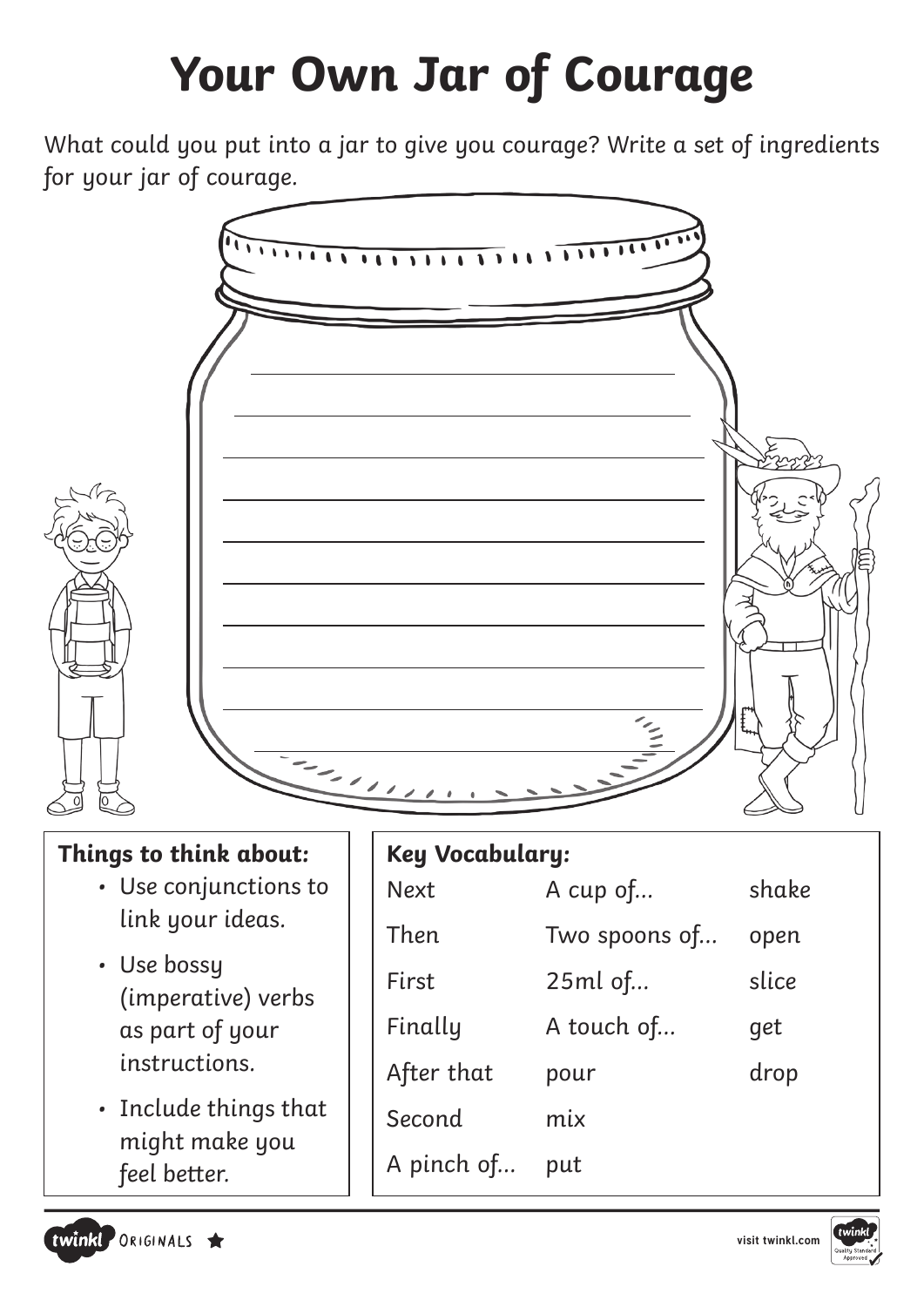# Your Own Jar of Courage

What could you put into a jar to give you courage? Write a set of ingredients for your jar of courage.

**Things to think about:**

- Use conjunctions to link your ideas.
- Use bossy (imperative) verbs as part of your instructions.
- Include things that might make you feel better.

**Key Vocabulary:**

| | | |
|---|---|---|
| Next | A cup of... | shake |
| Then | Two spoons of... | open |
| First | 25ml of... | slice |
| Finally | A touch of... | get |
| After that | pour | drop |
| Second | mix | |
| A pinch of... | put | |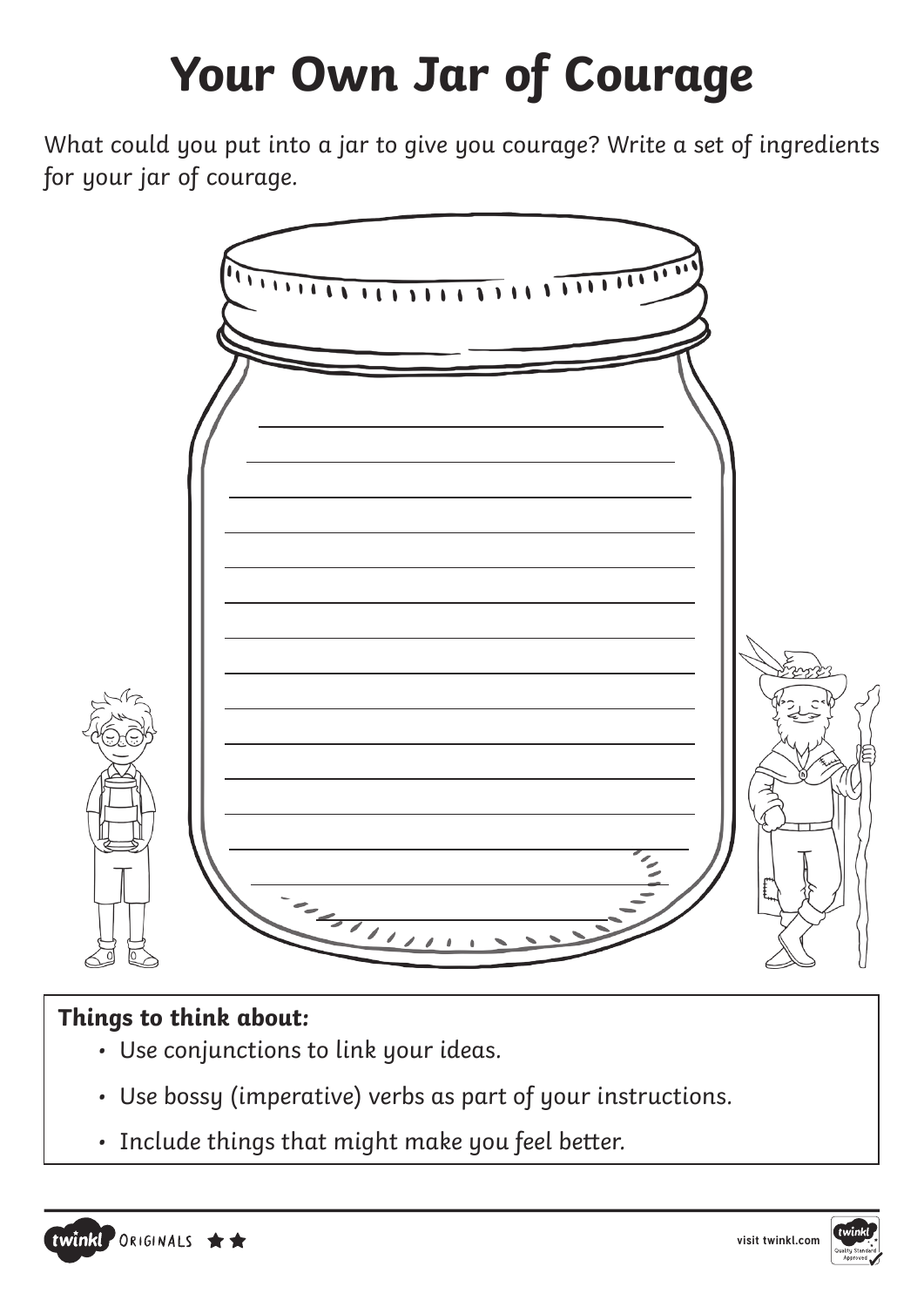# Your Own Jar of Courage

What could you put into a jar to give you courage? Write a set of ingredients for your jar of courage.

**Things to think about:**

- Use conjunctions to link your ideas.
- Use bossy (imperative) verbs as part of your instructions.
- Include things that might make you feel better.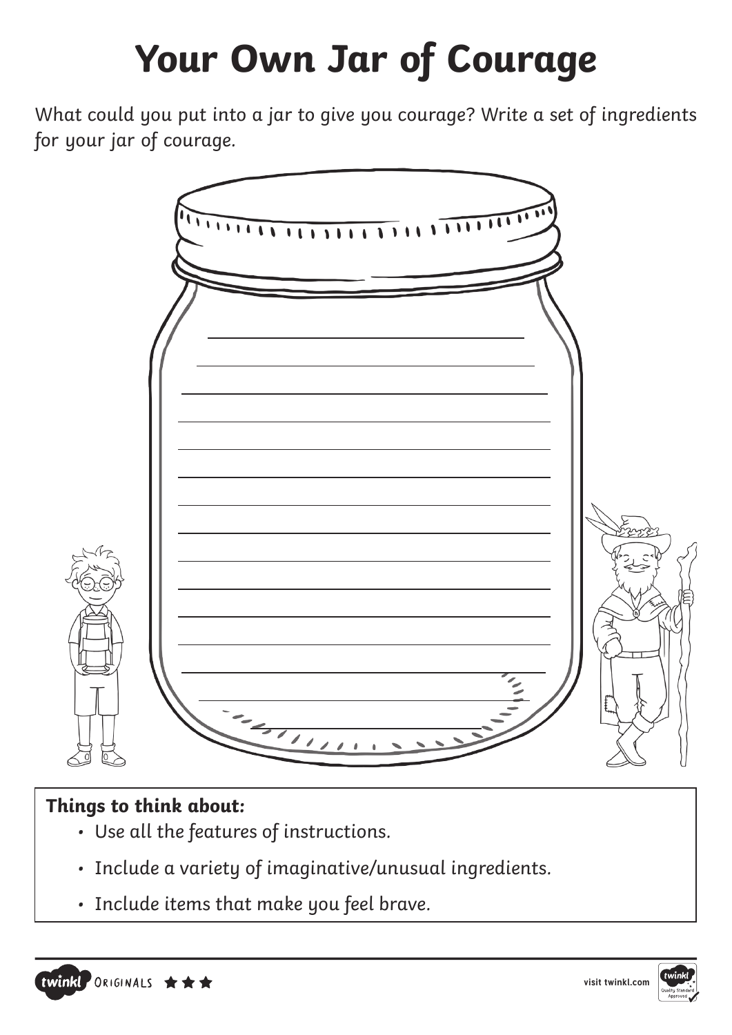# Your Own Jar of Courage

What could you put into a jar to give you courage? Write a set of ingredients for your jar of courage.

**Things to think about:**

- *Use all the features of instructions.*
- *Include a variety of imaginative/unusual ingredients.*
- *Include items that make you feel brave.*